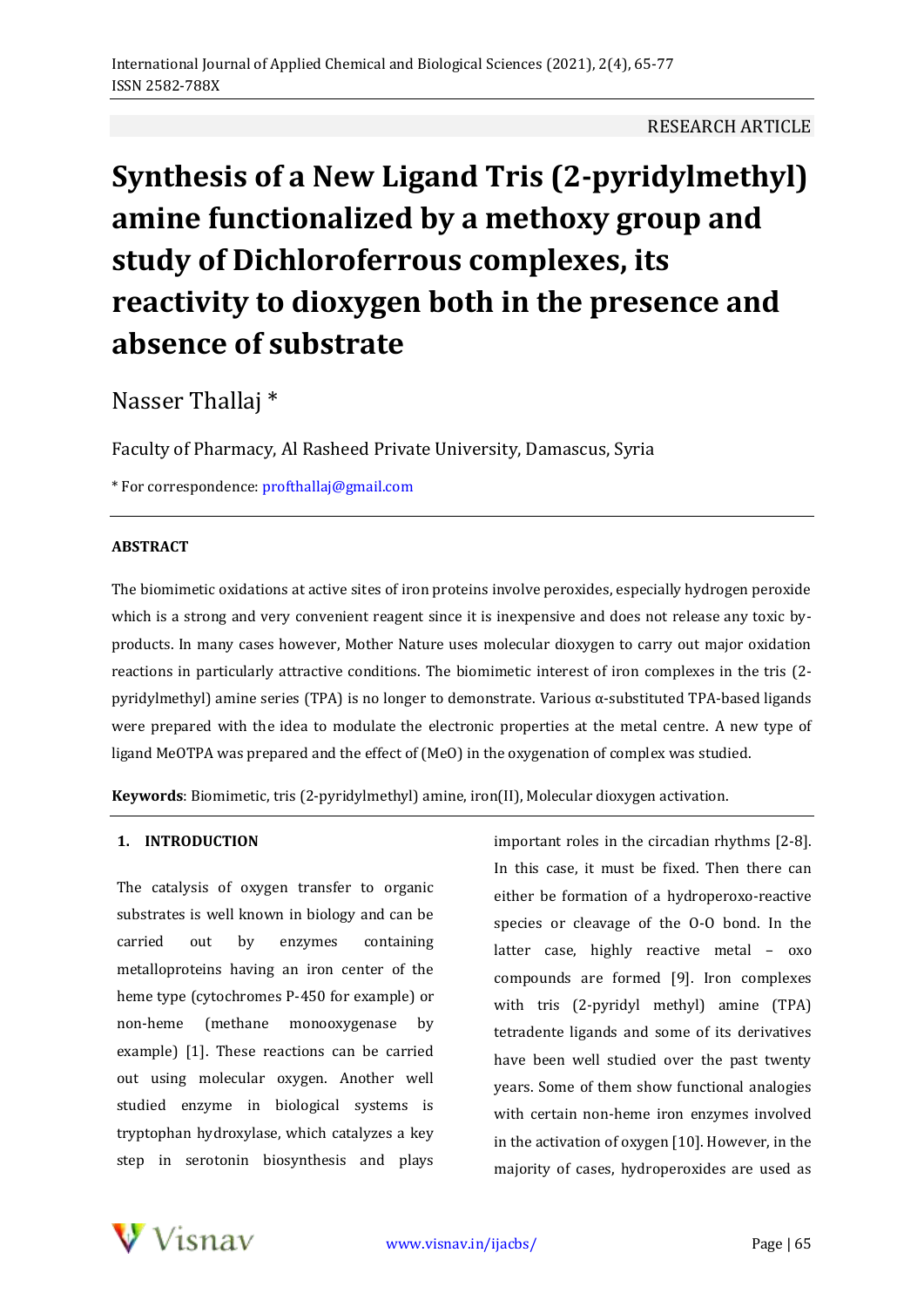RESEARCH ARTICLE

# Synthesis of a New Ligand Tris (2-pyridylmethyl) amine functionalized by a methoxy group and study of Dichloroferrous complexes, its reactivity to dioxygen both in the presence and absence of substrate

Nasser Thallaj *

Faculty of Pharmacy, Al Rasheed Private University, Damascus, Syria

* For correspondence: profthallaj@gmail.com

**ABSTRACT**

The biomimetic oxidations at active sites of iron proteins involve peroxides, especially hydrogen peroxide which is a strong and very convenient reagent since it is inexpensive and does not release any toxic by-products. In many cases however, Mother Nature uses molecular dioxygen to carry out major oxidation reactions in particularly attractive conditions. The biomimetic interest of iron complexes in the tris (2-pyridylmethyl) amine series (TPA) is no longer to demonstrate. Various α-substituted TPA-based ligands were prepared with the idea to modulate the electronic properties at the metal centre. A new type of ligand MeOTPA was prepared and the effect of (MeO) in the oxygenation of complex was studied.

**Keywords**: Biomimetic, tris (2-pyridylmethyl) amine, iron(II), Molecular dioxygen activation.

## 1. INTRODUCTION

The catalysis of oxygen transfer to organic substrates is well known in biology and can be carried out by enzymes containing metalloproteins having an iron center of the heme type (cytochromes P-450 for example) or non-heme (methane monooxygenase by example) [1]. These reactions can be carried out using molecular oxygen. Another well studied enzyme in biological systems is tryptophan hydroxylase, which catalyzes a key step in serotonin biosynthesis and plays important roles in the circadian rhythms [2-8]. In this case, it must be fixed. Then there can either be formation of a hydroperoxo-reactive species or cleavage of the O-O bond. In the latter case, highly reactive metal – oxo compounds are formed [9]. Iron complexes with tris (2-pyridyl methyl) amine (TPA) tetradente ligands and some of its derivatives have been well studied over the past twenty years. Some of them show functional analogies with certain non-heme iron enzymes involved in the activation of oxygen [10]. However, in the majority of cases, hydroperoxides are used as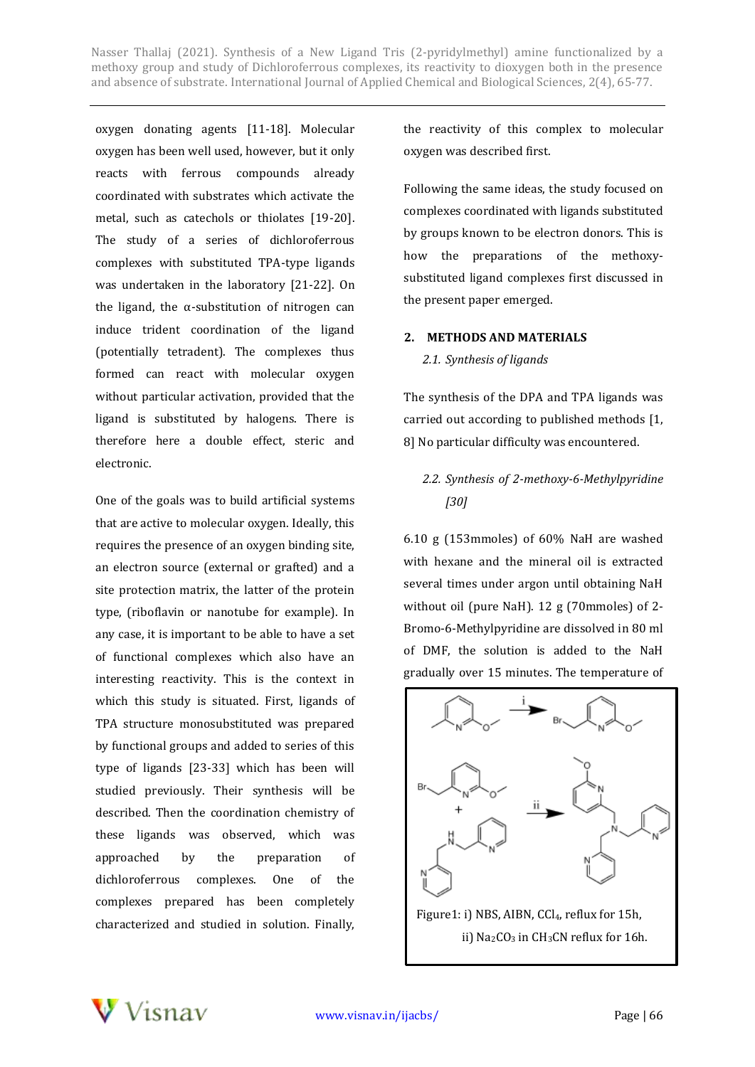oxygen donating agents [11-18]. Molecular oxygen has been well used, however, but it only reacts with ferrous compounds already coordinated with substrates which activate the metal, such as catechols or thiolates [19-20]. The study of a series of dichloroferrous complexes with substituted TPA-type ligands was undertaken in the laboratory [21-22]. On the ligand, the α-substitution of nitrogen can induce trident coordination of the ligand (potentially tetradent). The complexes thus formed can react with molecular oxygen without particular activation, provided that the ligand is substituted by halogens. There is therefore here a double effect, steric and electronic.

One of the goals was to build artificial systems that are active to molecular oxygen. Ideally, this requires the presence of an oxygen binding site, an electron source (external or grafted) and a site protection matrix, the latter of the protein type, (riboflavin or nanotube for example). In any case, it is important to be able to have a set of functional complexes which also have an interesting reactivity. This is the context in which this study is situated. First, ligands of TPA structure monosubstituted was prepared by functional groups and added to series of this type of ligands [23-33] which has been will studied previously. Their synthesis will be described. Then the coordination chemistry of these ligands was observed, which was approached by the preparation of dichloroferrous complexes. One of the complexes prepared has been completely characterized and studied in solution. Finally, the reactivity of this complex to molecular oxygen was described first.

Following the same ideas, the study focused on complexes coordinated with ligands substituted by groups known to be electron donors. This is how the preparations of the methoxy-substituted ligand complexes first discussed in the present paper emerged.

## 2. METHODS AND MATERIALS

### *2.1. Synthesis of ligands*

The synthesis of the DPA and TPA ligands was carried out according to published methods [1, 8] No particular difficulty was encountered.

### *2.2. Synthesis of 2-methoxy-6-Methylpyridine [30]*

6.10 g (153mmoles) of 60% NaH are washed with hexane and the mineral oil is extracted several times under argon until obtaining NaH without oil (pure NaH). 12 g (70mmoles) of 2-Bromo-6-Methylpyridine are dissolved in 80 ml of DMF, the solution is added to the NaH gradually over 15 minutes. The temperature of

Figure1: i) NBS, AIBN, $CCl_4$, reflux for 15h, ii) $Na_2CO_3$ in $CH_3CN$ reflux for 16h.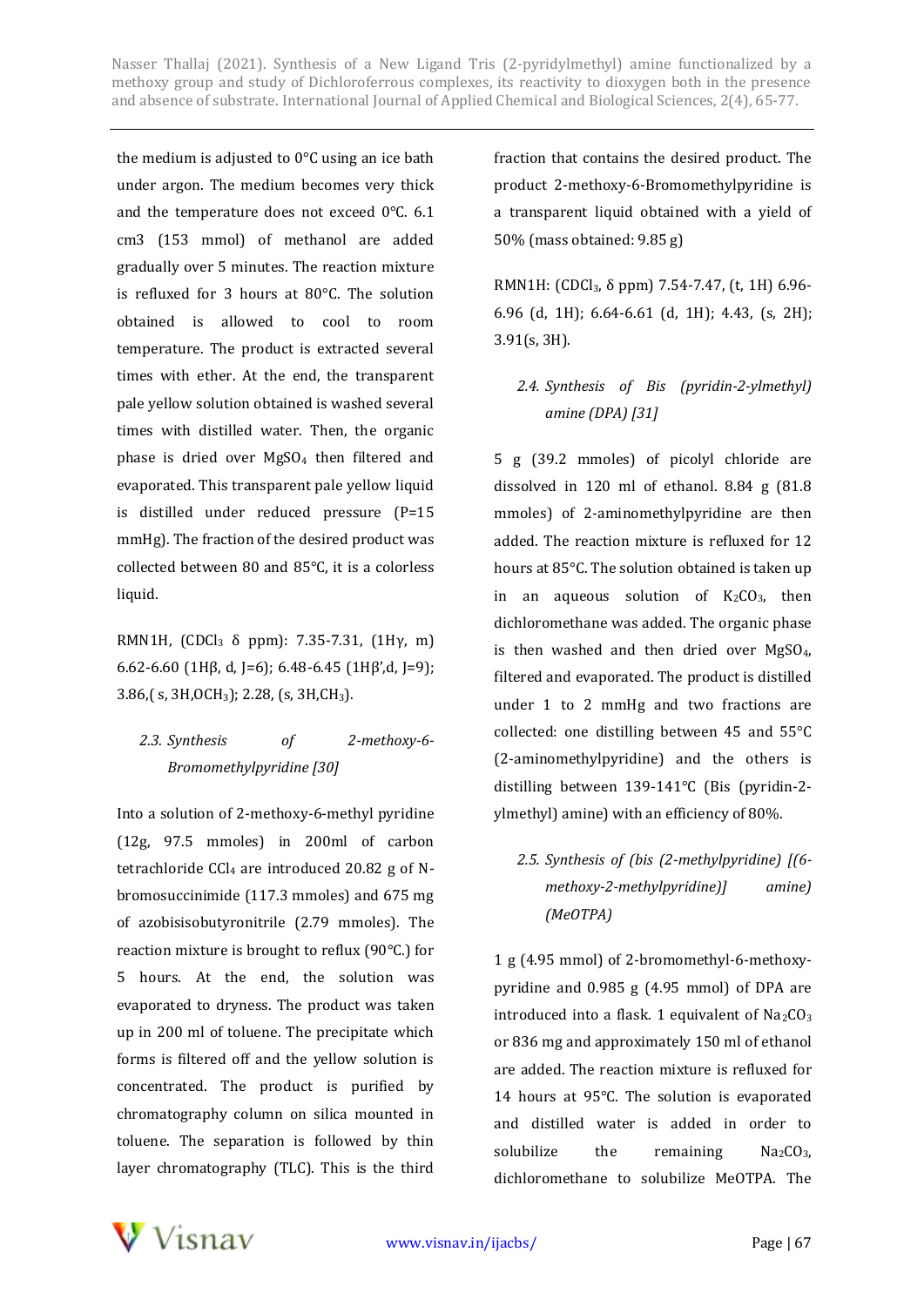the medium is adjusted to 0°C using an ice bath under argon. The medium becomes very thick and the temperature does not exceed 0°C. 6.1 cm3 (153 mmol) of methanol are added gradually over 5 minutes. The reaction mixture is refluxed for 3 hours at 80°C. The solution obtained is allowed to cool to room temperature. The product is extracted several times with ether. At the end, the transparent pale yellow solution obtained is washed several times with distilled water. Then, the organic phase is dried over $MgSO_4$ then filtered and evaporated. This transparent pale yellow liquid is distilled under reduced pressure (P=15 mmHg). The fraction of the desired product was collected between 80 and 85°C, it is a colorless liquid.

RMN1H, ($CDCl_3$ δ ppm): 7.35-7.31, (1Hγ, m) 6.62-6.60 (1Hβ, d, J=6); 6.48-6.45 (1Hβ',d, J=9); 3.86,( s, 3H,$OCH_3$); 2.28, (s, 3H,$CH_3$).

### *2.3. Synthesis of 2-methoxy-6-Bromomethylpyridine [30]*

Into a solution of 2-methoxy-6-methyl pyridine (12g, 97.5 mmoles) in 200ml of carbon tetrachloride $CCl_4$ are introduced 20.82 g of N-bromosuccinimide (117.3 mmoles) and 675 mg of azobisisobutyronitrile (2.79 mmoles). The reaction mixture is brought to reflux (90°C.) for 5 hours. At the end, the solution was evaporated to dryness. The product was taken up in 200 ml of toluene. The precipitate which forms is filtered off and the yellow solution is concentrated. The product is purified by chromatography column on silica mounted in toluene. The separation is followed by thin layer chromatography (TLC). This is the third fraction that contains the desired product. The product 2-methoxy-6-Bromomethylpyridine is a transparent liquid obtained with a yield of 50% (mass obtained: 9.85 g)

RMN1H: ($CDCl_3$, δ ppm) 7.54-7.47, (t, 1H) 6.96-6.96 (d, 1H); 6.64-6.61 (d, 1H); 4.43, (s, 2H); 3.91(s, 3H).

### *2.4. Synthesis of Bis (pyridin-2-ylmethyl) amine (DPA) [31]*

5 g (39.2 mmoles) of picolyl chloride are dissolved in 120 ml of ethanol. 8.84 g (81.8 mmoles) of 2-aminomethylpyridine are then added. The reaction mixture is refluxed for 12 hours at 85°C. The solution obtained is taken up in an aqueous solution of $K_2CO_3$, then dichloromethane was added. The organic phase is then washed and then dried over $MgSO_4$, filtered and evaporated. The product is distilled under 1 to 2 mmHg and two fractions are collected: one distilling between 45 and 55°C (2-aminomethylpyridine) and the others is distilling between 139-141°C (Bis (pyridin-2-ylmethyl) amine) with an efficiency of 80%.

### *2.5. Synthesis of (bis (2-methylpyridine) [(6-methoxy-2-methylpyridine)] amine) (MeOTPA)*

1 g (4.95 mmol) of 2-bromomethyl-6-methoxy-pyridine and 0.985 g (4.95 mmol) of DPA are introduced into a flask. 1 equivalent of $Na_2CO_3$ or 836 mg and approximately 150 ml of ethanol are added. The reaction mixture is refluxed for 14 hours at 95°C. The solution is evaporated and distilled water is added in order to solubilize the remaining $Na_2CO_3$, dichloromethane to solubilize MeOTPA. The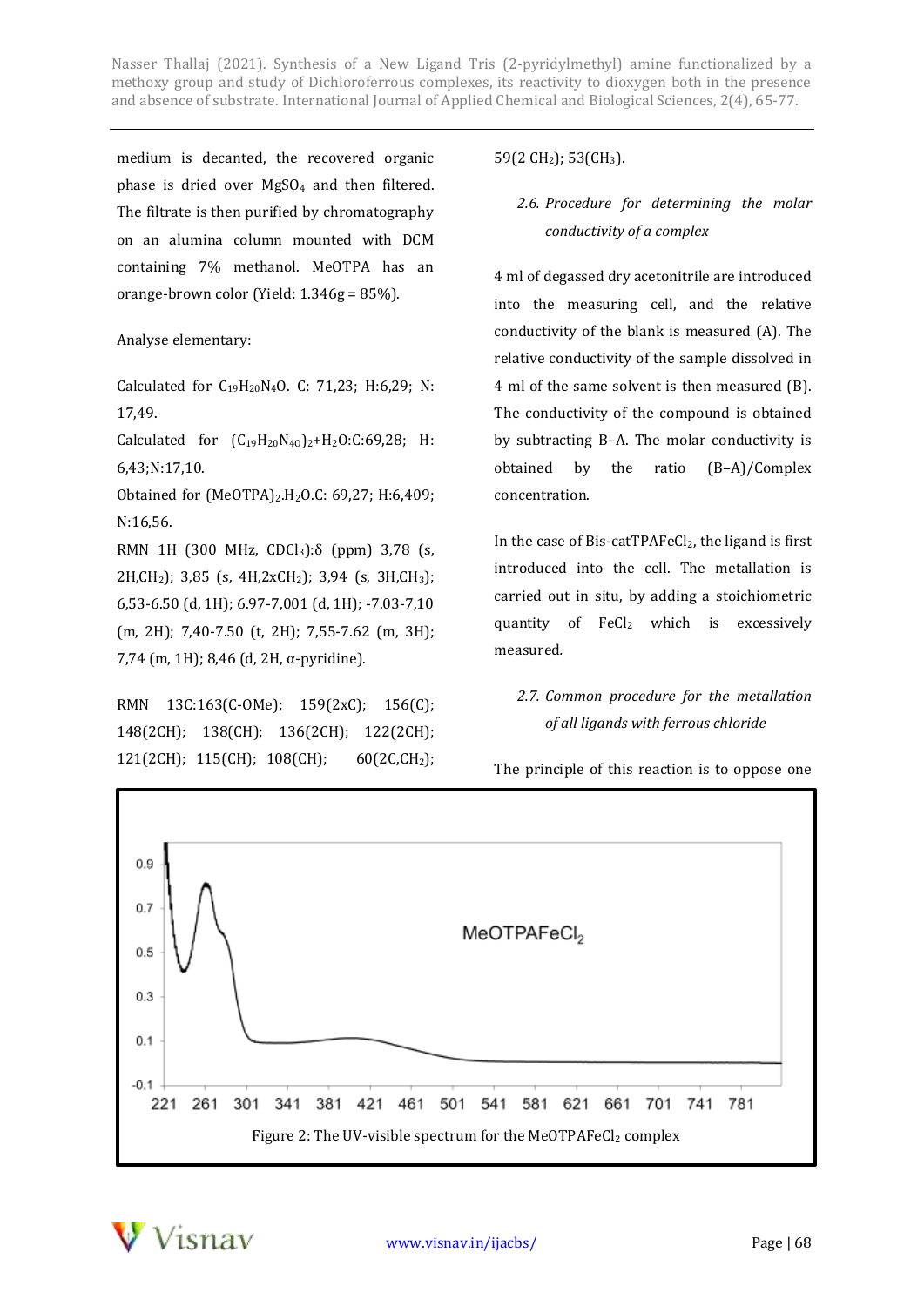medium is decanted, the recovered organic phase is dried over $MgSO_4$ and then filtered. The filtrate is then purified by chromatography on an alumina column mounted with DCM containing 7% methanol. MeOTPA has an orange-brown color (Yield: 1.346g = 85%).

Analyse elementary:

Calculated for $C_{19}H_{20}N_4O$. C: 71,23; H:6,29; N: 17,49.

Calculated for $(C_{19}H_{20}N_{40})_2+H_2O$:C:69,28; H: 6,43;N:17,10.

Obtained for $(MeOTPA)_2.H_2O$.C: 69,27; H:6,409; N:16,56.

RMN 1H (300 MHz, $CDCl_3$):δ (ppm) 3,78 (s, 2H,$CH_2$); 3,85 (s, 4H,2x$CH_2$); 3,94 (s, 3H,$CH_3$); 6,53-6.50 (d, 1H); 6.97-7,001 (d, 1H); -7.03-7,10 (m, 2H); 7,40-7.50 (t, 2H); 7,55-7.62 (m, 3H); 7,74 (m, 1H); 8,46 (d, 2H, α-pyridine).

RMN 13C:163(C-OMe); 159(2xC); 156(C); 148(2CH); 138(CH); 136(2CH); 122(2CH); 121(2CH); 115(CH); 108(CH); 60(2C,$CH_2$); 59(2 $CH_2$); 53($CH_3$).

### *2.6. Procedure for determining the molar conductivity of a complex*

4 ml of degassed dry acetonitrile are introduced into the measuring cell, and the relative conductivity of the blank is measured (A). The relative conductivity of the sample dissolved in 4 ml of the same solvent is then measured (B). The conductivity of the compound is obtained by subtracting B–A. The molar conductivity is obtained by the ratio (B–A)/Complex concentration.

In the case of Bis-catTPAFe$Cl_2$, the ligand is first introduced into the cell. The metallation is carried out in situ, by adding a stoichiometric quantity of $FeCl_2$ which is excessively measured.

### *2.7. Common procedure for the metallation of all ligands with ferrous chloride*

The principle of this reaction is to oppose one

Figure 2: The UV-visible spectrum for the MeOTPAFe$Cl_2$ complex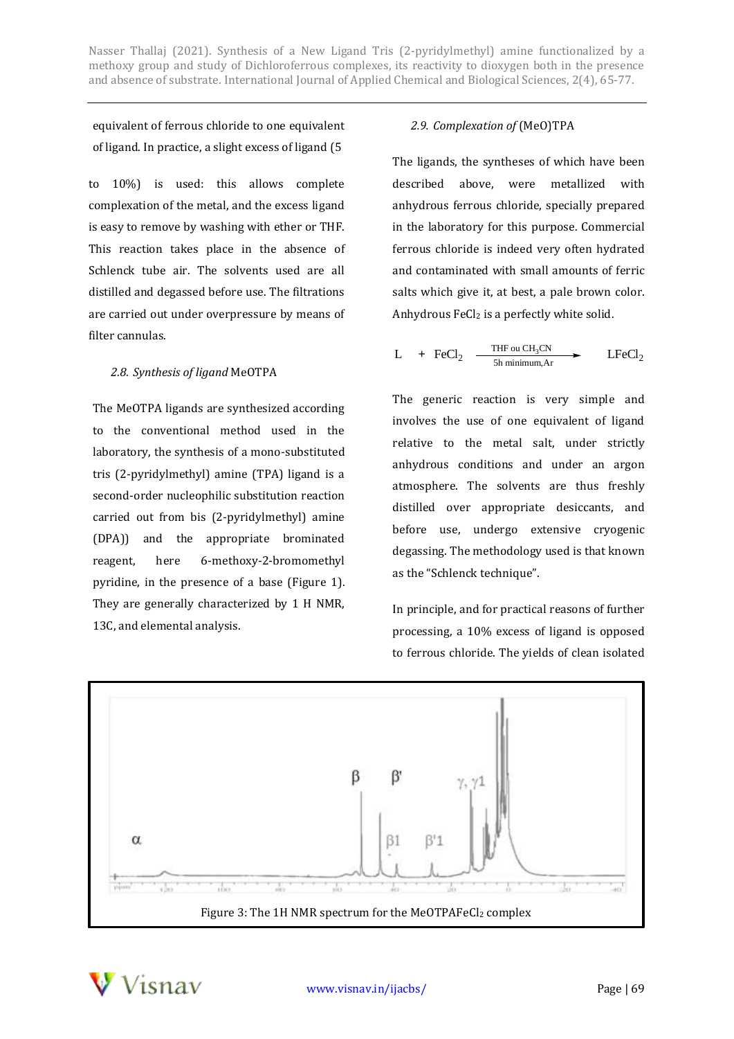equivalent of ferrous chloride to one equivalent of ligand. In practice, a slight excess of ligand (5 to 10%) is used: this allows complete complexation of the metal, and the excess ligand is easy to remove by washing with ether or THF. This reaction takes place in the absence of Schlenck tube air. The solvents used are all distilled and degassed before use. The filtrations are carried out under overpressure by means of filter cannulas.

### *2.8. Synthesis of ligand* MeOTPA

The MeOTPA ligands are synthesized according to the conventional method used in the laboratory, the synthesis of a mono-substituted tris (2-pyridylmethyl) amine (TPA) ligand is a second-order nucleophilic substitution reaction carried out from bis (2-pyridylmethyl) amine (DPA)) and the appropriate brominated reagent, here 6-methoxy-2-bromomethyl pyridine, in the presence of a base (Figure 1). They are generally characterized by 1 H NMR, 13C, and elemental analysis.

### *2.9. Complexation of* (MeO)TPA

The ligands, the syntheses of which have been described above, were metallized with anhydrous ferrous chloride, specially prepared in the laboratory for this purpose. Commercial ferrous chloride is indeed very often hydrated and contaminated with small amounts of ferric salts which give it, at best, a pale brown color. Anhydrous $FeCl_2$ is a perfectly white solid.

$$L + FeCl_2 \xrightarrow[\text{5h minimum,Ar}]{\text{THF ou } CH_3CN} LFeCl_2$$

The generic reaction is very simple and involves the use of one equivalent of ligand relative to the metal salt, under strictly anhydrous conditions and under an argon atmosphere. The solvents are thus freshly distilled over appropriate desiccants, and before use, undergo extensive cryogenic degassing. The methodology used is that known as the "Schlenck technique".

In principle, and for practical reasons of further processing, a 10% excess of ligand is opposed to ferrous chloride. The yields of clean isolated

Figure 3: The 1H NMR spectrum for the MeOTPAFeCl2 complex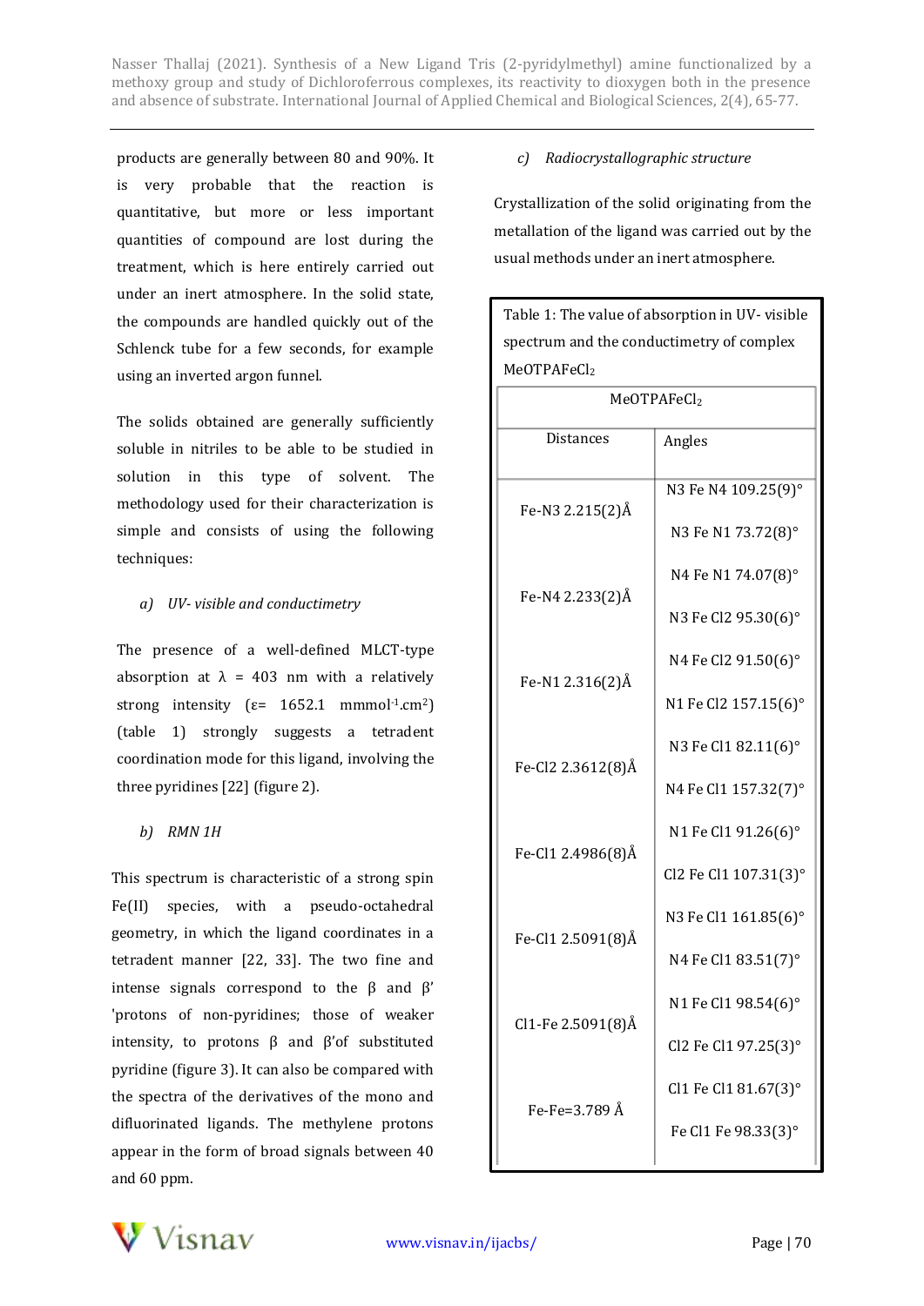products are generally between 80 and 90%. It is very probable that the reaction is quantitative, but more or less important quantities of compound are lost during the treatment, which is here entirely carried out under an inert atmosphere. In the solid state, the compounds are handled quickly out of the Schlenck tube for a few seconds, for example using an inverted argon funnel.

The solids obtained are generally sufficiently soluble in nitriles to be able to be studied in solution in this type of solvent. The methodology used for their characterization is simple and consists of using the following techniques:

*a) UV- visible and conductimetry*

The presence of a well-defined MLCT-type absorption at λ = 403 nm with a relatively strong intensity (ε= 1652.1 mmol$^{-1}$.cm$^{2}$) (table 1) strongly suggests a tetradent coordination mode for this ligand, involving the three pyridines [22] (figure 2).

*b) RMN 1H*

This spectrum is characteristic of a strong spin Fe(II) species, with a pseudo-octahedral geometry, in which the ligand coordinates in a tetradent manner [22, 33]. The two fine and intense signals correspond to the β and β' 'protons of non-pyridines; those of weaker intensity, to protons β and β'of substituted pyridine (figure 3). It can also be compared with the spectra of the derivatives of the mono and difluorinated ligands. The methylene protons appear in the form of broad signals between 40 and 60 ppm.

*c) Radiocrystallographic structure*

Crystallization of the solid originating from the metallation of the ligand was carried out by the usual methods under an inert atmosphere.

Table 1: The value of absorption in UV- visible spectrum and the conductimetry of complex $MeOTPAFeCl_2$

| $MeOTPAFeCl_2$ | |
|---|---|
| Distances | Angles |
| Fe-N3 2.215(2)Å | N3 Fe N4 109.25(9)° |
| | N3 Fe N1 73.72(8)° |
| Fe-N4 2.233(2)Å | N4 Fe N1 74.07(8)° |
| | N3 Fe Cl2 95.30(6)° |
| Fe-N1 2.316(2)Å | N4 Fe Cl2 91.50(6)° |
| | N1 Fe Cl2 157.15(6)° |
| Fe-Cl2 2.3612(8)Å | N3 Fe Cl1 82.11(6)° |
| | N4 Fe Cl1 157.32(7)° |
| Fe-Cl1 2.4986(8)Å | N1 Fe Cl1 91.26(6)° |
| | Cl2 Fe Cl1 107.31(3)° |
| Fe-Cl1 2.5091(8)Å | N3 Fe Cl1 161.85(6)° |
| | N4 Fe Cl1 83.51(7)° |
| Cl1-Fe 2.5091(8)Å | N1 Fe Cl1 98.54(6)° |
| | Cl2 Fe Cl1 97.25(3)° |
| Fe-Fe=3.789 Å | Cl1 Fe Cl1 81.67(3)° |
| | Fe Cl1 Fe 98.33(3)° |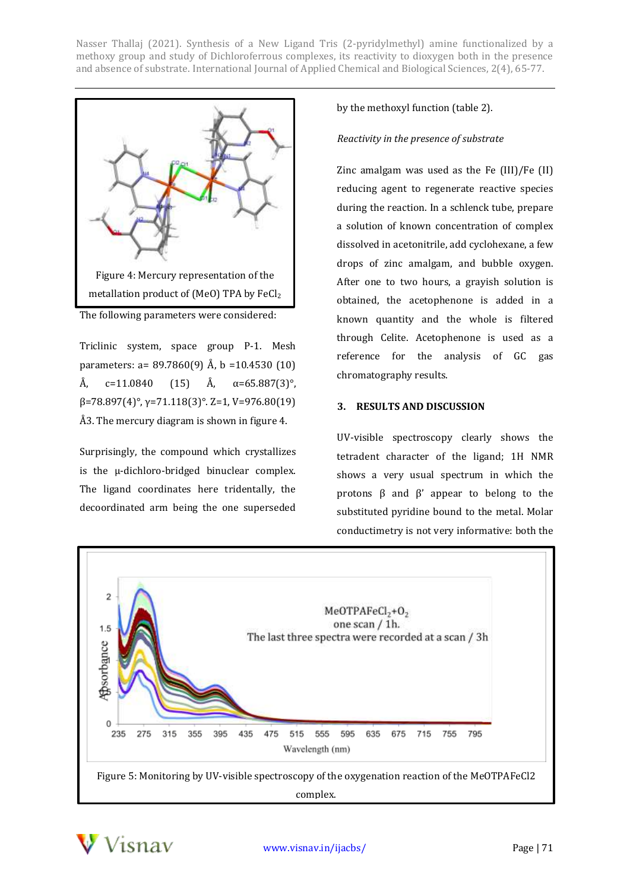Figure 4: Mercury representation of the metallation product of (MeO) TPA by $FeCl_2$

The following parameters were considered:

Triclinic system, space group P-1. Mesh parameters: a= 89.7860(9) Å, b =10.4530 (10) Å, c=11.0840 (15) Å, α=65.887(3)°, β=78.897(4)°, γ=71.118(3)°. Z=1, V=976.80(19) Å3. The mercury diagram is shown in figure 4.

Surprisingly, the compound which crystallizes is the μ-dichloro-bridged binuclear complex. The ligand coordinates here tridentally, the decoordinated arm being the one superseded by the methoxyl function (table 2).

*Reactivity in the presence of substrate*

Zinc amalgam was used as the Fe (III)/Fe (II) reducing agent to regenerate reactive species during the reaction. In a schlenck tube, prepare a solution of known concentration of complex dissolved in acetonitrile, add cyclohexane, a few drops of zinc amalgam, and bubble oxygen. After one to two hours, a grayish solution is obtained, the acetophenone is added in a known quantity and the whole is filtered through Celite. Acetophenone is used as a reference for the analysis of GC gas chromatography results.

## 3. RESULTS AND DISCUSSION

UV-visible spectroscopy clearly shows the tetradent character of the ligand; 1H NMR shows a very usual spectrum in which the protons β and β' appear to belong to the substituted pyridine bound to the metal. Molar conductimetry is not very informative: both the

Figure 5: Monitoring by UV-visible spectroscopy of the oxygenation reaction of the MeOTPAFeCl2 complex.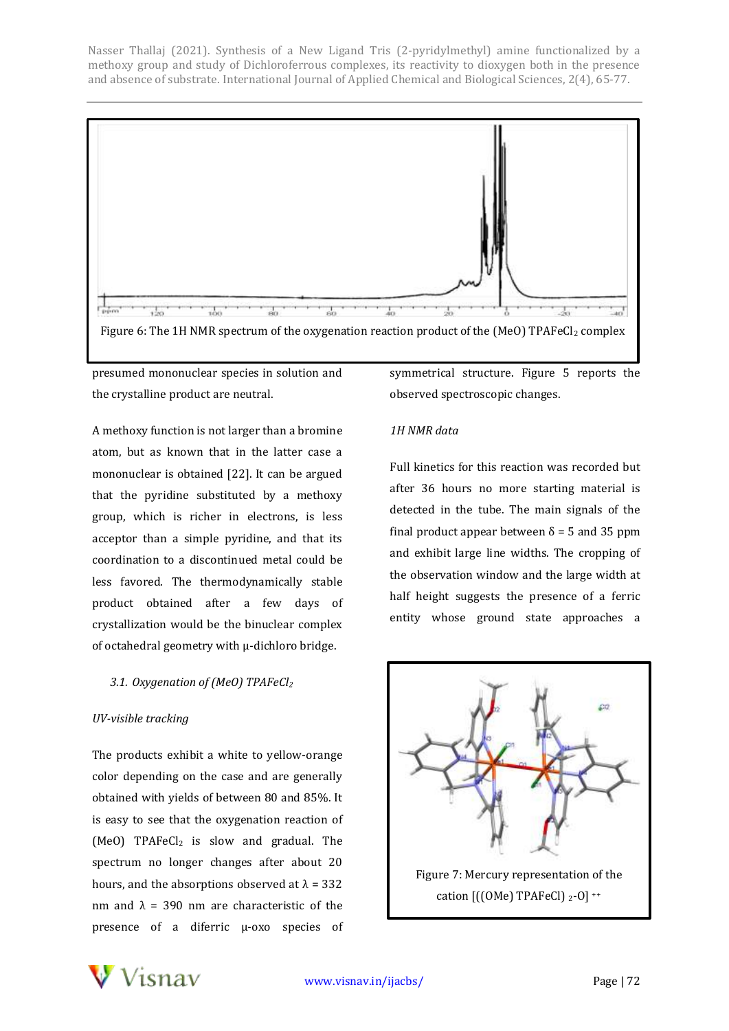Figure 6: The 1H NMR spectrum of the oxygenation reaction product of the (MeO) $TPAFeCl_2$ complex

presumed mononuclear species in solution and the crystalline product are neutral.

A methoxy function is not larger than a bromine atom, but as known that in the latter case a mononuclear is obtained [22]. It can be argued that the pyridine substituted by a methoxy group, which is richer in electrons, is less acceptor than a simple pyridine, and that its coordination to a discontinued metal could be less favored. The thermodynamically stable product obtained after a few days of crystallization would be the binuclear complex of octahedral geometry with μ-dichloro bridge.

### *3.1. Oxygenation of (MeO) $TPAFeCl_2$*

*UV-visible tracking*

The products exhibit a white to yellow-orange color depending on the case and are generally obtained with yields of between 80 and 85%. It is easy to see that the oxygenation reaction of (MeO) $TPAFeCl_2$ is slow and gradual. The spectrum no longer changes after about 20 hours, and the absorptions observed at $\lambda$ = 332 nm and $\lambda$ = 390 nm are characteristic of the presence of a diferric μ-oxo species of symmetrical structure. Figure 5 reports the observed spectroscopic changes.

*1H NMR data*

Full kinetics for this reaction was recorded but after 36 hours no more starting material is detected in the tube. The main signals of the final product appear between $\delta$ = 5 and 35 ppm and exhibit large line widths. The cropping of the observation window and the large width at half height suggests the presence of a ferric entity whose ground state approaches a

Figure 7: Mercury representation of the cation $[((OMe)\ TPAFeCl)_2\text{-}O]^{++}$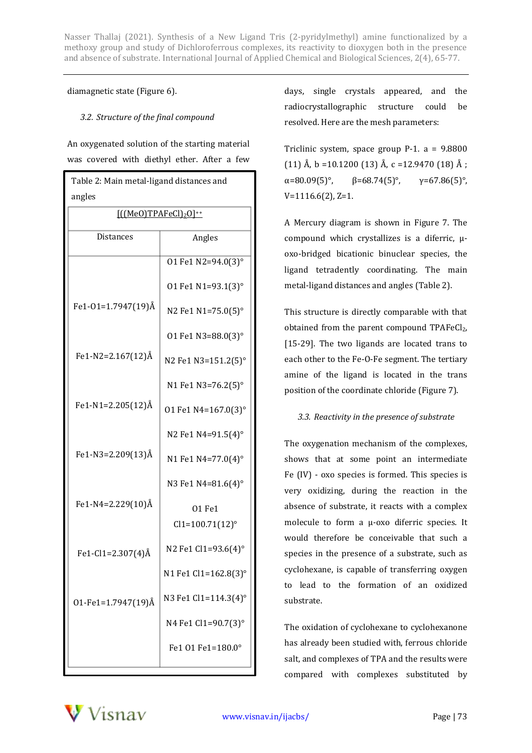diamagnetic state (Figure 6).

### *3.2. Structure of the final compound*

An oxygenated solution of the starting material was covered with diethyl ether. After a few days, single crystals appeared, and the radiocrystallographic structure could be resolved. Here are the mesh parameters:

Table 2: Main metal-ligand distances and angles

| $[((MeO)TPAFeCl)_2O]^{++}$ | |
|---|---|
| Distances | Angles |
| Fe1-O1=1.7947(19)Å | O1 Fe1 N2=94.0(3)° |
| Fe1-N2=2.167(12)Å | O1 Fe1 N1=93.1(3)° |
| Fe1-N1=2.205(12)Å | N2 Fe1 N1=75.0(5)° |
| Fe1-N3=2.209(13)Å | O1 Fe1 N3=88.0(3)° |
| Fe1-N4=2.229(10)Å | N2 Fe1 N3=151.2(5)° |
| Fe1-Cl1=2.307(4)Å | N1 Fe1 N3=76.2(5)° |
| O1-Fe1=1.7947(19)Å | O1 Fe1 N4=167.0(3)° |
| | N2 Fe1 N4=91.5(4)° |
| | N1 Fe1 N4=77.0(4)° |
| | N3 Fe1 N4=81.6(4)° |
| | O1 Fe1 Cl1=100.71(12)° |
| | N2 Fe1 Cl1=93.6(4)° |
| | N1 Fe1 Cl1=162.8(3)° |
| | N3 Fe1 Cl1=114.3(4)° |
| | N4 Fe1 Cl1=90.7(3)° |
| | Fe1 O1 Fe1=180.0° |

Triclinic system, space group P-1. a = 9.8800 (11) Å, b =10.1200 (13) Å, c =12.9470 (18) Å ; α=80.09(5)°, β=68.74(5)°, γ=67.86(5)°, V=1116.6(2), Z=1.

A Mercury diagram is shown in Figure 7. The compound which crystallizes is a diferric, μ-oxo-bridged bicationic binuclear species, the ligand tetradently coordinating. The main metal-ligand distances and angles (Table 2).

This structure is directly comparable with that obtained from the parent compound $TPAFeCl_2$, [15-29]. The two ligands are located trans to each other to the Fe-O-Fe segment. The tertiary amine of the ligand is located in the trans position of the coordinate chloride (Figure 7).

### *3.3. Reactivity in the presence of substrate*

The oxygenation mechanism of the complexes, shows that at some point an intermediate Fe (IV) - oxo species is formed. This species is very oxidizing, during the reaction in the absence of substrate, it reacts with a complex molecule to form a μ-oxo diferric species. It would therefore be conceivable that such a species in the presence of a substrate, such as cyclohexane, is capable of transferring oxygen to lead to the formation of an oxidized substrate.

The oxidation of cyclohexane to cyclohexanone has already been studied with, ferrous chloride salt, and complexes of TPA and the results were compared with complexes substituted by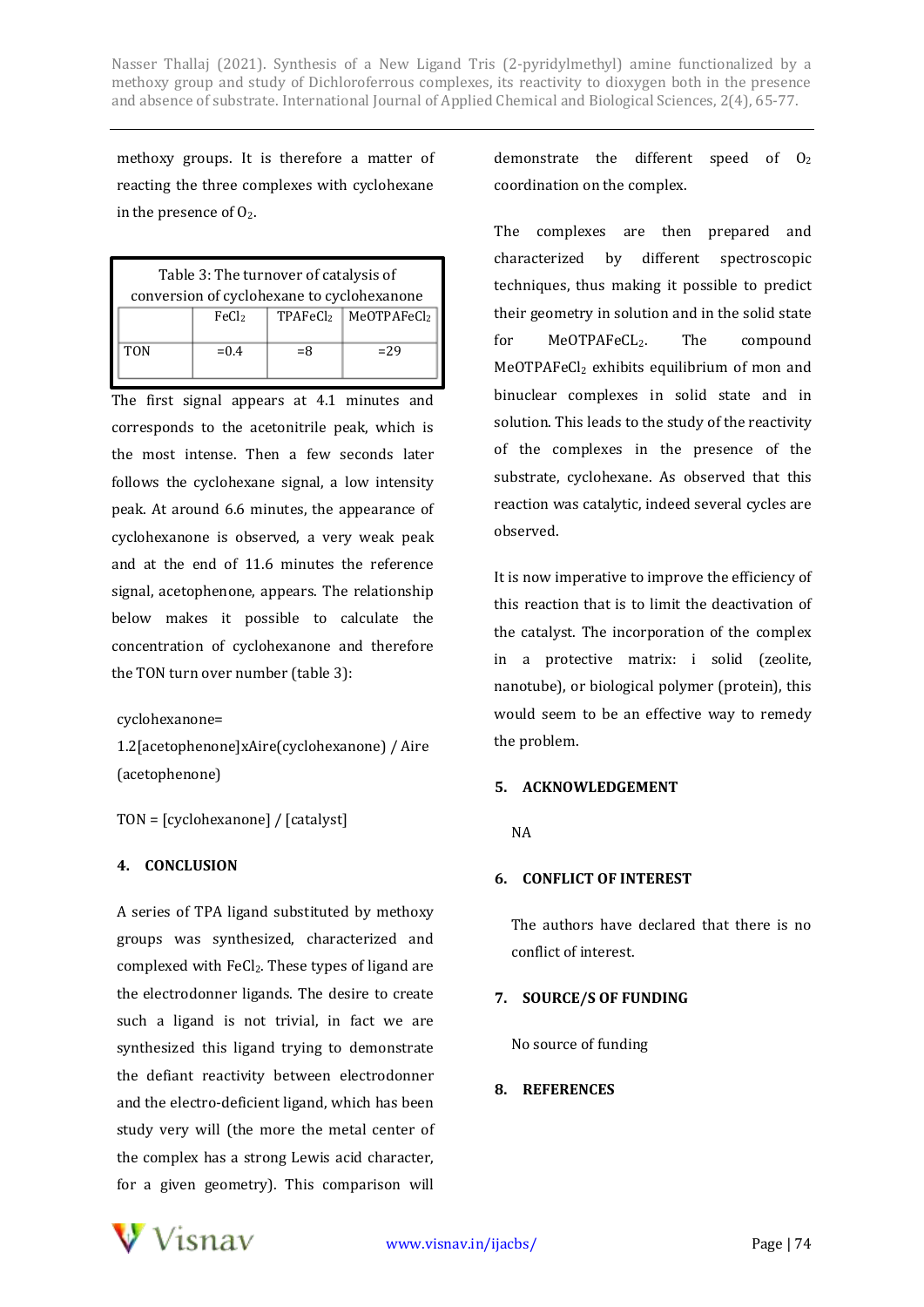methoxy groups. It is therefore a matter of reacting the three complexes with cyclohexane in the presence of $O_2$.

| Table 3: The turnover of catalysis of conversion of cyclohexane to cyclohexanone | | | |
|---|---|---|---|
| | $FeCl_2$ | $TPAFeCl_2$ | $MeOTPAFeCl_2$ |
| TON | =0.4 | =8 | =29 |

The first signal appears at 4.1 minutes and corresponds to the acetonitrile peak, which is the most intense. Then a few seconds later follows the cyclohexane signal, a low intensity peak. At around 6.6 minutes, the appearance of cyclohexanone is observed, a very weak peak and at the end of 11.6 minutes the reference signal, acetophenone, appears. The relationship below makes it possible to calculate the concentration of cyclohexanone and therefore the TON turn over number (table 3):

cyclohexanone= 1.2[acetophenone]xAire(cyclohexanone) / Aire (acetophenone)

TON = [cyclohexanone] / [catalyst]

## 4. CONCLUSION

A series of TPA ligand substituted by methoxy groups was synthesized, characterized and complexed with $FeCl_2$. These types of ligand are the electrodonner ligands. The desire to create such a ligand is not trivial, in fact we are synthesized this ligand trying to demonstrate the defiant reactivity between electrodonner and the electro-deficient ligand, which has been study very will (the more the metal center of the complex has a strong Lewis acid character, for a given geometry). This comparison will demonstrate the different speed of $O_2$ coordination on the complex.

The complexes are then prepared and characterized by different spectroscopic techniques, thus making it possible to predict their geometry in solution and in the solid state for $MeOTPAFeCL_2$. The compound $MeOTPAFeCl_2$ exhibits equilibrium of mon and binuclear complexes in solid state and in solution. This leads to the study of the reactivity of the complexes in the presence of the substrate, cyclohexane. As observed that this reaction was catalytic, indeed several cycles are observed.

It is now imperative to improve the efficiency of this reaction that is to limit the deactivation of the catalyst. The incorporation of the complex in a protective matrix: i solid (zeolite, nanotube), or biological polymer (protein), this would seem to be an effective way to remedy the problem.

## 5. ACKNOWLEDGEMENT

NA

## 6. CONFLICT OF INTEREST

The authors have declared that there is no conflict of interest.

## 7. SOURCE/S OF FUNDING

No source of funding

## 8. REFERENCES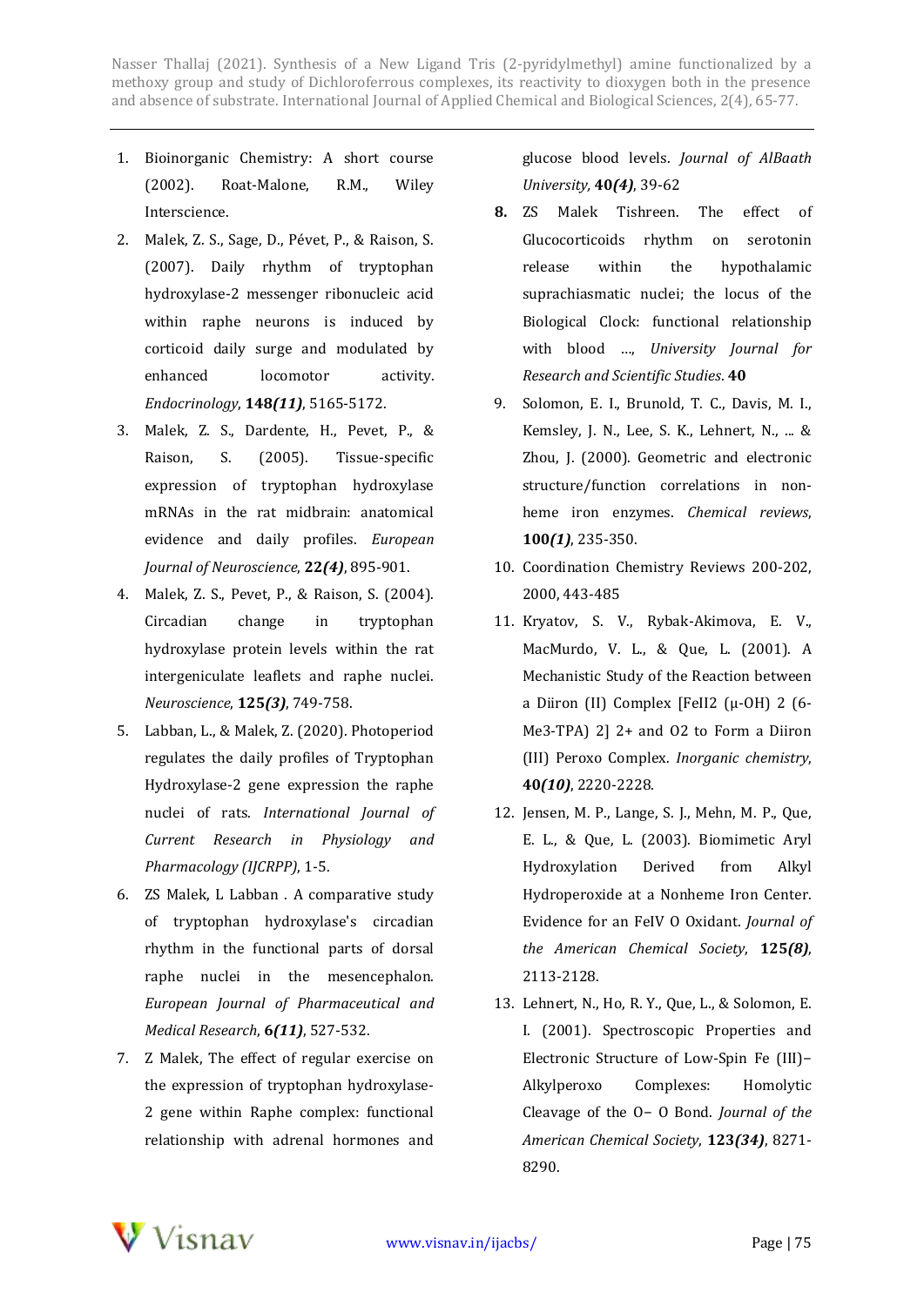1. Bioinorganic Chemistry: A short course (2002). Roat-Malone, R.M., Wiley Interscience.
2. Malek, Z. S., Sage, D., Pévet, P., & Raison, S. (2007). Daily rhythm of tryptophan hydroxylase-2 messenger ribonucleic acid within raphe neurons is induced by corticoid daily surge and modulated by enhanced locomotor activity. *Endocrinology*, **148*(11)***, 5165-5172.
3. Malek, Z. S., Dardente, H., Pevet, P., & Raison, S. (2005). Tissue-specific expression of tryptophan hydroxylase mRNAs in the rat midbrain: anatomical evidence and daily profiles. *European Journal of Neuroscience*, **22*(4)***, 895-901.
4. Malek, Z. S., Pevet, P., & Raison, S. (2004). Circadian change in tryptophan hydroxylase protein levels within the rat intergeniculate leaflets and raphe nuclei. *Neuroscience*, **125*(3)***, 749-758.
5. Labban, L., & Malek, Z. (2020). Photoperiod regulates the daily profiles of Tryptophan Hydroxylase-2 gene expression the raphe nuclei of rats. *International Journal of Current Research in Physiology and Pharmacology (IJCRPP)*, 1-5.
6. ZS Malek, L Labban . A comparative study of tryptophan hydroxylase's circadian rhythm in the functional parts of dorsal raphe nuclei in the mesencephalon. *European Journal of Pharmaceutical and Medical Research*, **6*(11)***, 527-532.
7. Z Malek, The effect of regular exercise on the expression of tryptophan hydroxylase-2 gene within Raphe complex: functional relationship with adrenal hormones and glucose blood levels. *Journal of AlBaath University*, **40*(4)***, 39-62
8. ZS Malek Tishreen. The effect of Glucocorticoids rhythm on serotonin release within the hypothalamic suprachiasmatic nuclei; the locus of the Biological Clock: functional relationship with blood ..., *University Journal for Research and Scientific Studies*. **40**
9. Solomon, E. I., Brunold, T. C., Davis, M. I., Kemsley, J. N., Lee, S. K., Lehnert, N., ... & Zhou, J. (2000). Geometric and electronic structure/function correlations in non-heme iron enzymes. *Chemical reviews*, **100*(1)***, 235-350.
10. Coordination Chemistry Reviews 200-202, 2000, 443-485
11. Kryatov, S. V., Rybak-Akimova, E. V., MacMurdo, V. L., & Que, L. (2001). A Mechanistic Study of the Reaction between a Diiron (II) Complex [FeII2 (μ-OH) 2 (6-Me3-TPA) 2] 2+ and O2 to Form a Diiron (III) Peroxo Complex. *Inorganic chemistry*, **40*(10)***, 2220-2228.
12. Jensen, M. P., Lange, S. J., Mehn, M. P., Que, E. L., & Que, L. (2003). Biomimetic Aryl Hydroxylation Derived from Alkyl Hydroperoxide at a Nonheme Iron Center. Evidence for an FeIV O Oxidant. *Journal of the American Chemical Society*, **125*(8)***, 2113-2128.
13. Lehnert, N., Ho, R. Y., Que, L., & Solomon, E. I. (2001). Spectroscopic Properties and Electronic Structure of Low-Spin Fe (III)− Alkylperoxo Complexes: Homolytic Cleavage of the O− O Bond. *Journal of the American Chemical Society*, **123*(34)***, 8271-8290.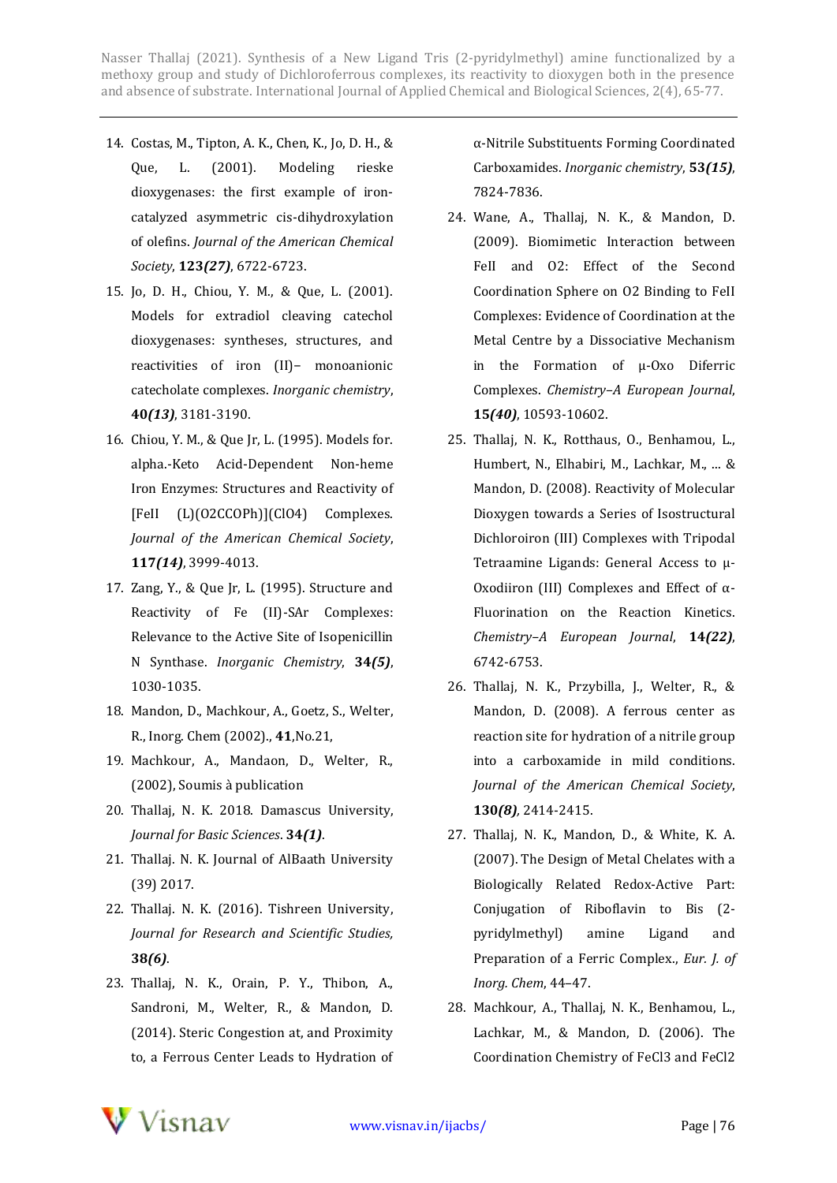14. Costas, M., Tipton, A. K., Chen, K., Jo, D. H., & Que, L. (2001). Modeling rieske dioxygenases: the first example of iron-catalyzed asymmetric cis-dihydroxylation of olefins. *Journal of the American Chemical Society*, **123*(27)***, 6722-6723.
15. Jo, D. H., Chiou, Y. M., & Que, L. (2001). Models for extradiol cleaving catechol dioxygenases: syntheses, structures, and reactivities of iron (II)− monoanionic catecholate complexes. *Inorganic chemistry*, **40*(13)***, 3181-3190.
16. Chiou, Y. M., & Que Jr, L. (1995). Models for. alpha.-Keto Acid-Dependent Non-heme Iron Enzymes: Structures and Reactivity of [FeII (L)(O2CCOPh)](ClO4) Complexes. *Journal of the American Chemical Society*, **117*(14)***, 3999-4013.
17. Zang, Y., & Que Jr, L. (1995). Structure and Reactivity of Fe (II)-SAr Complexes: Relevance to the Active Site of Isopenicillin N Synthase. *Inorganic Chemistry*, **34*(5)***, 1030-1035.
18. Mandon, D., Machkour, A., Goetz, S., Welter, R., Inorg. Chem (2002)., **41**,No.21,
19. Machkour, A., Mandaon, D., Welter, R., (2002), Soumis à publication
20. Thallaj, N. K. 2018. Damascus University, *Journal for Basic Sciences*. **34*(1)***.
21. Thallaj. N. K. Journal of AlBaath University (39) 2017.
22. Thallaj. N. K. (2016). Tishreen University, *Journal for Research and Scientific Studies,* **38*(6)***.
23. Thallaj, N. K., Orain, P. Y., Thibon, A., Sandroni, M., Welter, R., & Mandon, D. (2014). Steric Congestion at, and Proximity to, a Ferrous Center Leads to Hydration of α-Nitrile Substituents Forming Coordinated Carboxamides. *Inorganic chemistry*, **53*(15)***, 7824-7836.
24. Wane, A., Thallaj, N. K., & Mandon, D. (2009). Biomimetic Interaction between FeII and O2: Effect of the Second Coordination Sphere on O2 Binding to FeII Complexes: Evidence of Coordination at the Metal Centre by a Dissociative Mechanism in the Formation of μ-Oxo Diferric Complexes. *Chemistry–A European Journal*, **15*(40)***, 10593-10602.
25. Thallaj, N. K., Rotthaus, O., Benhamou, L., Humbert, N., Elhabiri, M., Lachkar, M., ... & Mandon, D. (2008). Reactivity of Molecular Dioxygen towards a Series of Isostructural Dichloroiron (III) Complexes with Tripodal Tetraamine Ligands: General Access to μ-Oxodiiron (III) Complexes and Effect of α-Fluorination on the Reaction Kinetics. *Chemistry–A European Journal*, **14*(22)***, 6742-6753.
26. Thallaj, N. K., Przybilla, J., Welter, R., & Mandon, D. (2008). A ferrous center as reaction site for hydration of a nitrile group into a carboxamide in mild conditions. *Journal of the American Chemical Society*, **130*(8)***, 2414-2415.
27. Thallaj, N. K., Mandon, D., & White, K. A. (2007). The Design of Metal Chelates with a Biologically Related Redox-Active Part: Conjugation of Riboflavin to Bis (2-pyridylmethyl) amine Ligand and Preparation of a Ferric Complex., *Eur. J. of Inorg. Chem*, 44–47.
28. Machkour, A., Thallaj, N. K., Benhamou, L., Lachkar, M., & Mandon, D. (2006). The Coordination Chemistry of FeCl3 and FeCl2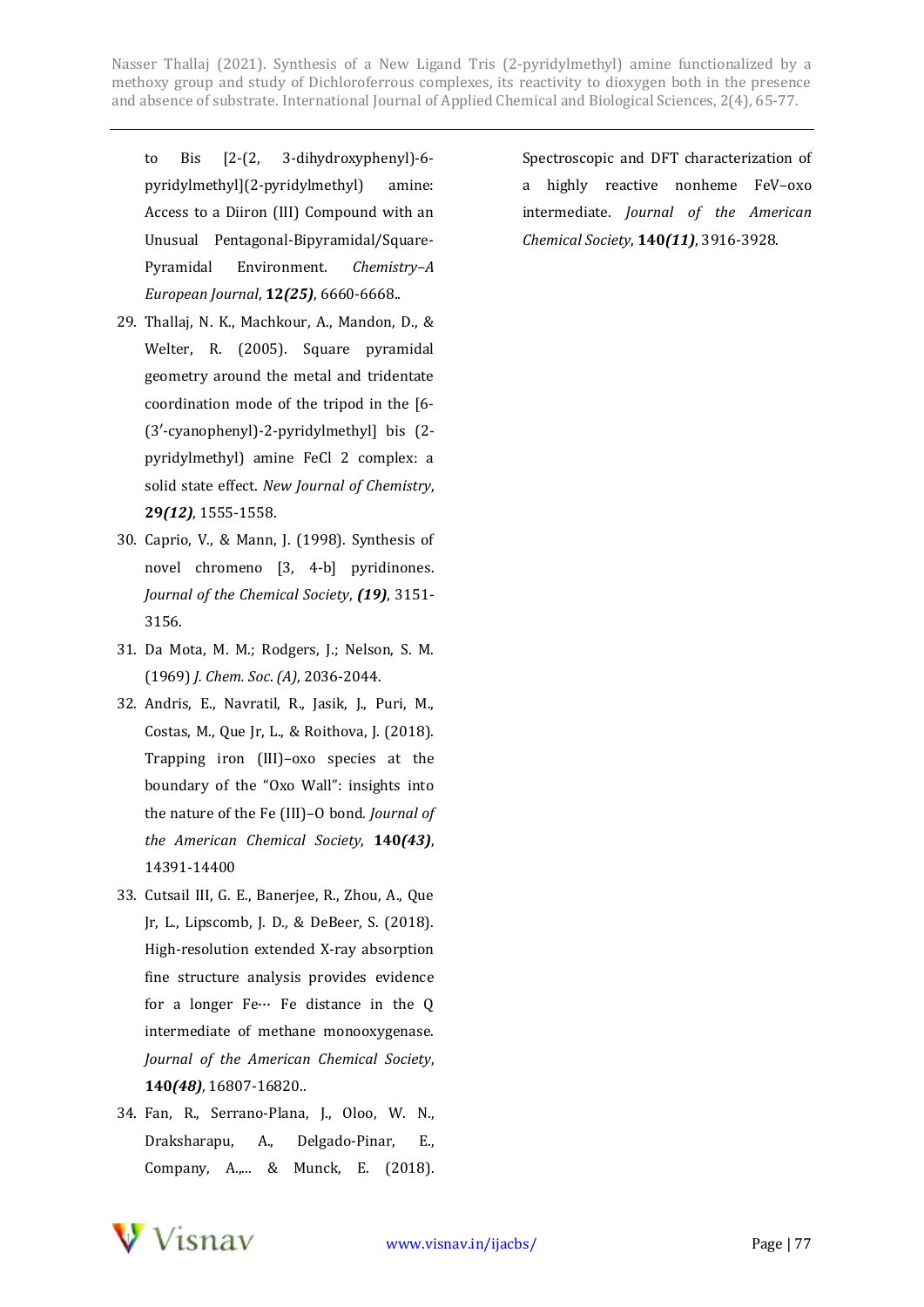to Bis [2-(2, 3-dihydroxyphenyl)-6-pyridylmethyl](2-pyridylmethyl) amine: Access to a Diiron (III) Compound with an Unusual Pentagonal-Bipyramidal/Square-Pyramidal Environment. *Chemistry–A European Journal*, **12*(25)***, 6660-6668..

29. Thallaj, N. K., Machkour, A., Mandon, D., & Welter, R. (2005). Square pyramidal geometry around the metal and tridentate coordination mode of the tripod in the [6-(3′-cyanophenyl)-2-pyridylmethyl] bis (2-pyridylmethyl) amine FeCl 2 complex: a solid state effect. *New Journal of Chemistry*, **29*(12)***, 1555-1558.
30. Caprio, V., & Mann, J. (1998). Synthesis of novel chromeno [3, 4-b] pyridinones. *Journal of the Chemical Society*, ***(19)***, 3151-3156.
31. Da Mota, M. M.; Rodgers, J.; Nelson, S. M. (1969) *J. Chem. Soc. (A)*, 2036-2044.
32. Andris, E., Navratil, R., Jasik, J., Puri, M., Costas, M., Que Jr, L., & Roithova, J. (2018). Trapping iron (III)–oxo species at the boundary of the "Oxo Wall": insights into the nature of the Fe (III)–O bond. *Journal of the American Chemical Society*, **140*(43)***, 14391-14400
33. Cutsail III, G. E., Banerjee, R., Zhou, A., Que Jr, L., Lipscomb, J. D., & DeBeer, S. (2018). High-resolution extended X-ray absorption fine structure analysis provides evidence for a longer Fe··· Fe distance in the Q intermediate of methane monooxygenase. *Journal of the American Chemical Society*, **140*(48)***, 16807-16820..
34. Fan, R., Serrano-Plana, J., Oloo, W. N., Draksharapu, A., Delgado-Pinar, E., Company, A.,... & Munck, E. (2018). Spectroscopic and DFT characterization of a highly reactive nonheme FeV–oxo intermediate. *Journal of the American Chemical Society*, **140*(11)***, 3916-3928.